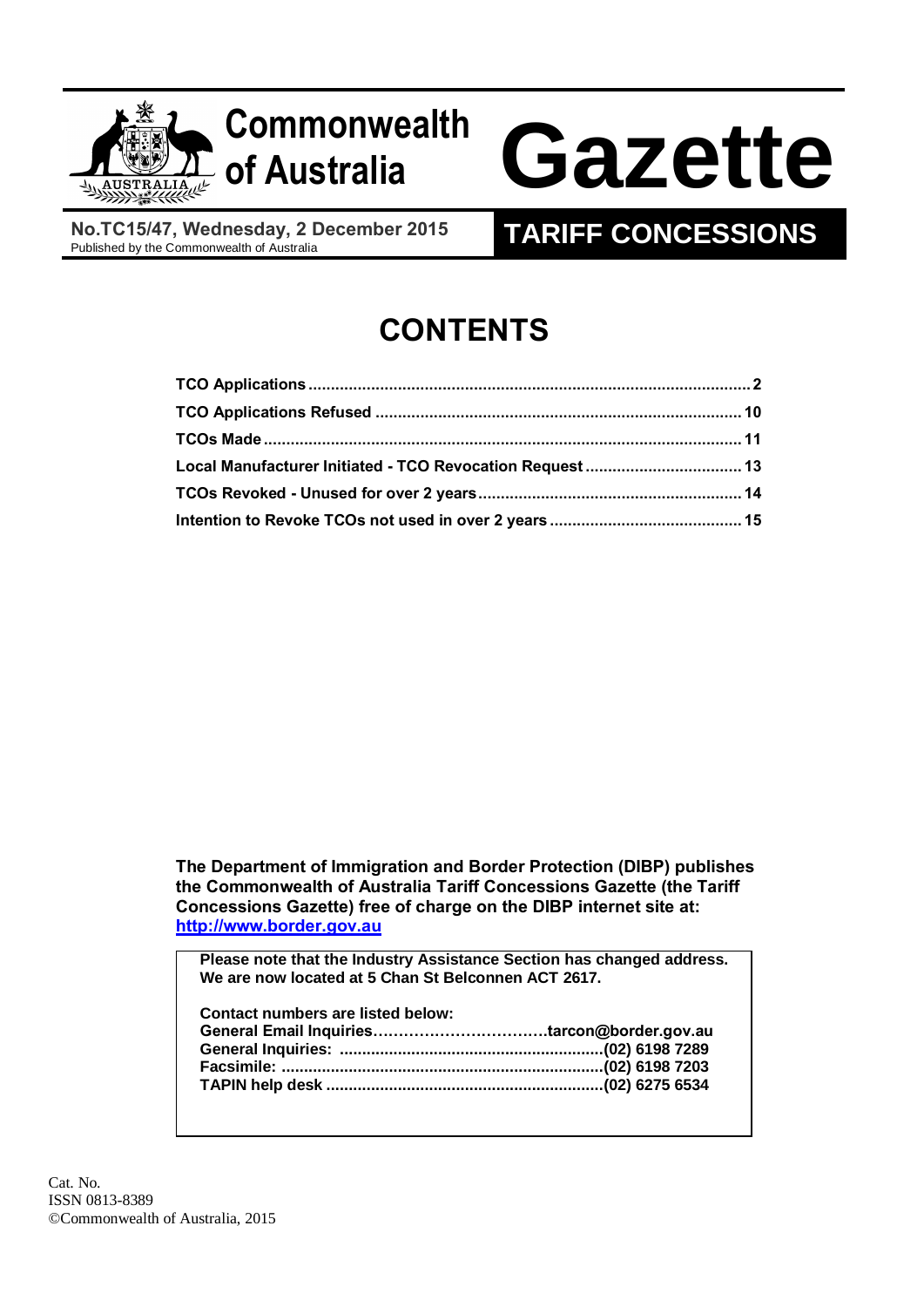# Commonwealth of Australia Gazette

**No.TC15/47, Wednesday, 2 December 2015**
Published by the Commonwealth of Australia

**TARIFF CONCESSIONS**

## CONTENTS

| | |
|---|---|
| **TCO Applications** | **2** |
| **TCO Applications Refused** | **10** |
| **TCOs Made** | **11** |
| **Local Manufacturer Initiated - TCO Revocation Request** | **13** |
| **TCOs Revoked - Unused for over 2 years** | **14** |
| **Intention to Revoke TCOs not used in over 2 years** | **15** |

**The Department of Immigration and Border Protection (DIBP) publishes the Commonwealth of Australia Tariff Concessions Gazette (the Tariff Concessions Gazette) free of charge on the DIBP internet site at: [http://www.border.gov.au](http://www.border.gov.au)**

**Please note that the Industry Assistance Section has changed address. We are now located at 5 Chan St Belconnen ACT 2617.**

**Contact numbers are listed below:**

| | |
|---|---|
| **General Email Inquiries** | **tarcon@border.gov.au** |
| **General Inquiries:** | **(02) 6198 7289** |
| **Facsimile:** | **(02) 6198 7203** |
| **TAPIN help desk** | **(02) 6275 6534** |

Cat. No.
ISSN 0813-8389
©Commonwealth of Australia, 2015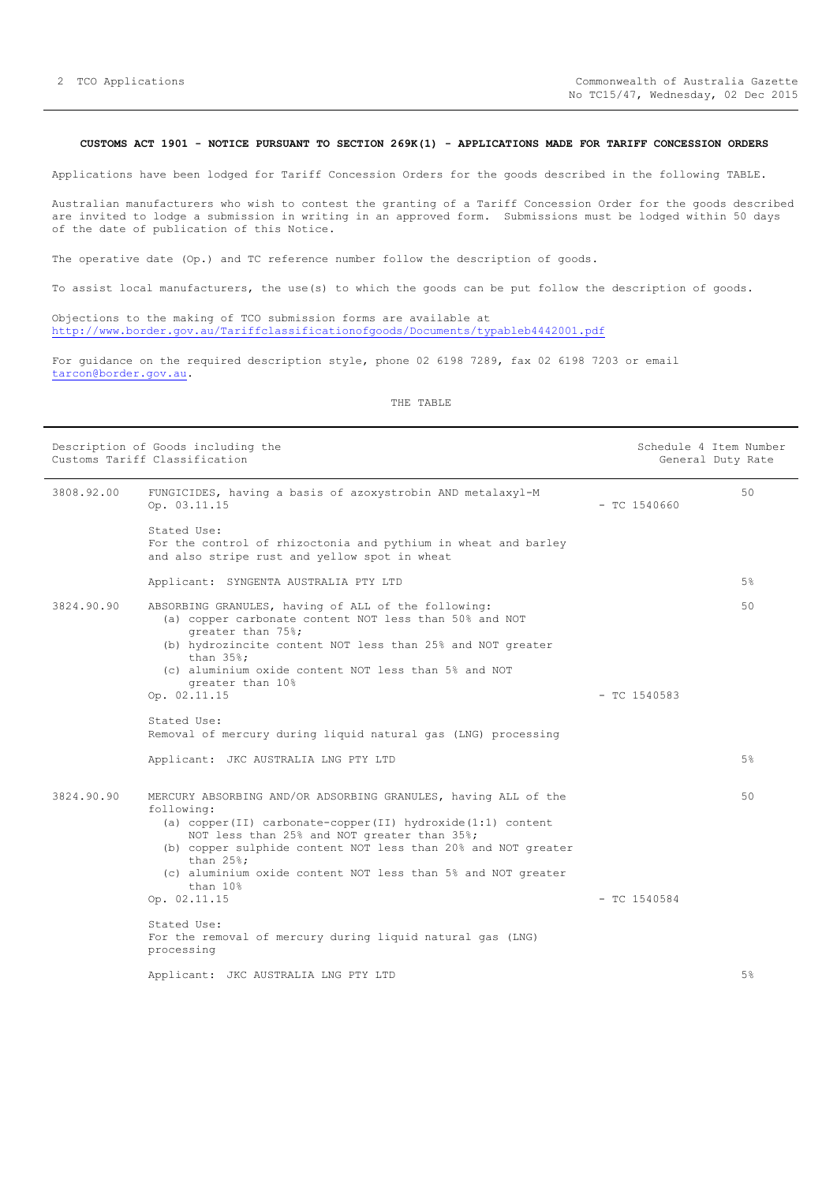**CUSTOMS ACT 1901 - NOTICE PURSUANT TO SECTION 269K(1) - APPLICATIONS MADE FOR TARIFF CONCESSION ORDERS**

Applications have been lodged for Tariff Concession Orders for the goods described in the following TABLE.

Australian manufacturers who wish to contest the granting of a Tariff Concession Order for the goods described are invited to lodge a submission in writing in an approved form. Submissions must be lodged within 50 days of the date of publication of this Notice.

The operative date (Op.) and TC reference number follow the description of goods.

To assist local manufacturers, the use(s) to which the goods can be put follow the description of goods.

Objections to the making of TCO submission forms are available at http://www.border.gov.au/Tariffclassificationofgoods/Documents/typableb4442001.pdf

For guidance on the required description style, phone 02 6198 7289, fax 02 6198 7203 or email tarcon@border.gov.au.

THE TABLE

| Description of Goods including the Customs Tariff Classification | | | Schedule 4 Item Number / General Duty Rate |
|---|---|---|---|
| 3808.92.00 | FUNGICIDES, having a basis of azoxystrobin AND metalaxyl-M<br>Op. 03.11.15<br><br>Stated Use:<br>For the control of rhizoctonia and pythium in wheat and barley and also stripe rust and yellow spot in wheat<br><br>Applicant: SYNGENTA AUSTRALIA PTY LTD | - TC 1540660 | 50<br><br>5% |
| 3824.90.90 | ABSORBING GRANULES, having of ALL of the following:<br>(a) copper carbonate content NOT less than 50% and NOT greater than 75%;<br>(b) hydrozincite content NOT less than 25% and NOT greater than 35%;<br>(c) aluminium oxide content NOT less than 5% and NOT greater than 10%<br>Op. 02.11.15<br><br>Stated Use:<br>Removal of mercury during liquid natural gas (LNG) processing<br><br>Applicant: JKC AUSTRALIA LNG PTY LTD | - TC 1540583 | 50<br><br>5% |
| 3824.90.90 | MERCURY ABSORBING AND/OR ADSORBING GRANULES, having ALL of the following:<br>(a) copper(II) carbonate-copper(II) hydroxide(1:1) content NOT less than 25% and NOT greater than 35%;<br>(b) copper sulphide content NOT less than 20% and NOT greater than 25%;<br>(c) aluminium oxide content NOT less than 5% and NOT greater than 10%<br>Op. 02.11.15<br><br>Stated Use:<br>For the removal of mercury during liquid natural gas (LNG) processing<br><br>Applicant: JKC AUSTRALIA LNG PTY LTD | - TC 1540584 | 50<br><br>5% |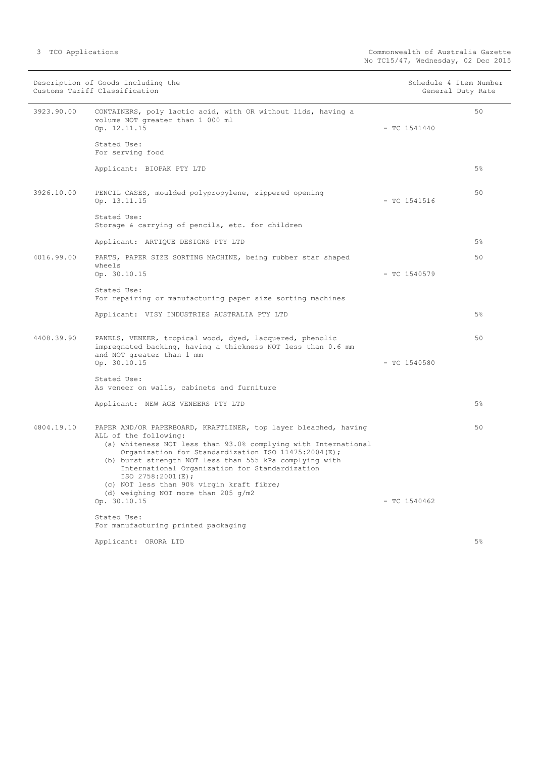| Description of Goods including the Customs Tariff Classification | | Schedule 4 Item Number | General Duty Rate |
|---|---|---|---|
| 3923.90.00 | CONTAINERS, poly lactic acid, with OR without lids, having a volume NOT greater than 1 000 ml<br>Op. 12.11.15<br><br>Stated Use:<br>For serving food<br><br>Applicant: BIOPAK PTY LTD | - TC 1541440 | 50<br><br>5% |
| 3926.10.00 | PENCIL CASES, moulded polypropylene, zippered opening<br>Op. 13.11.15<br><br>Stated Use:<br>Storage & carrying of pencils, etc. for children<br><br>Applicant: ARTIQUE DESIGNS PTY LTD | - TC 1541516 | 50<br><br>5% |
| 4016.99.00 | PARTS, PAPER SIZE SORTING MACHINE, being rubber star shaped wheels<br>Op. 30.10.15<br><br>Stated Use:<br>For repairing or manufacturing paper size sorting machines<br><br>Applicant: VISY INDUSTRIES AUSTRALIA PTY LTD | - TC 1540579 | 50<br><br>5% |
| 4408.39.90 | PANELS, VENEER, tropical wood, dyed, lacquered, phenolic impregnated backing, having a thickness NOT less than 0.6 mm and NOT greater than 1 mm<br>Op. 30.10.15<br><br>Stated Use:<br>As veneer on walls, cabinets and furniture<br><br>Applicant: NEW AGE VENEERS PTY LTD | - TC 1540580 | 50<br><br>5% |
| 4804.19.10 | PAPER AND/OR PAPERBOARD, KRAFTLINER, top layer bleached, having ALL of the following:<br>(a) whiteness NOT less than 93.0% complying with International Organization for Standardization ISO 11475:2004(E);<br>(b) burst strength NOT less than 555 kPa complying with International Organization for Standardization ISO 2758:2001(E);<br>(c) NOT less than 90% virgin kraft fibre;<br>(d) weighing NOT more than 205 g/m2<br>Op. 30.10.15<br><br>Stated Use:<br>For manufacturing printed packaging<br><br>Applicant: ORORA LTD | - TC 1540462 | 50<br><br>5% |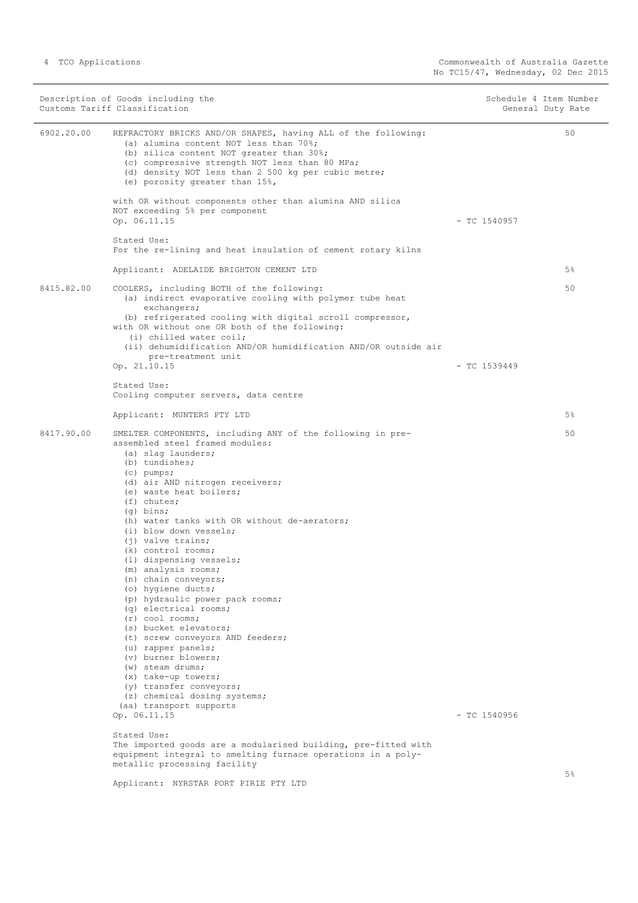| Description of Goods including the Customs Tariff Classification | | Schedule 4 Item Number | General Duty Rate |
|---|---|---|---|
| 6902.20.00 | REFRACTORY BRICKS AND/OR SHAPES, having ALL of the following:<br>(a) alumina content NOT less than 70%;<br>(b) silica content NOT greater than 30%;<br>(c) compressive strength NOT less than 80 MPa;<br>(d) density NOT less than 2 500 kg per cubic metre;<br>(e) porosity greater than 15%,<br><br>with OR without components other than alumina AND silica NOT exceeding 5% per component<br>Op. 06.11.15 - TC 1540957<br><br>Stated Use:<br>For the re-lining and heat insulation of cement rotary kilns<br><br>Applicant: ADELAIDE BRIGHTON CEMENT LTD | 50 | 5% |
| 8415.82.00 | COOLERS, including BOTH of the following:<br>(a) indirect evaporative cooling with polymer tube heat exchangers;<br>(b) refrigerated cooling with digital scroll compressor,<br>with OR without one OR both of the following:<br>(i) chilled water coil;<br>(ii) dehumidification AND/OR humidification AND/OR outside air pre-treatment unit<br>Op. 21.10.15 - TC 1539449<br><br>Stated Use:<br>Cooling computer servers, data centre<br><br>Applicant: MUNTERS PTY LTD | 50 | 5% |
| 8417.90.00 | SMELTER COMPONENTS, including ANY of the following in pre-assembled steel framed modules:<br>(a) slag launders;<br>(b) tundishes;<br>(c) pumps;<br>(d) air AND nitrogen receivers;<br>(e) waste heat boilers;<br>(f) chutes;<br>(g) bins;<br>(h) water tanks with OR without de-aerators;<br>(i) blow down vessels;<br>(j) valve trains;<br>(k) control rooms;<br>(l) dispensing vessels;<br>(m) analysis rooms;<br>(n) chain conveyors;<br>(o) hygiene ducts;<br>(p) hydraulic power pack rooms;<br>(q) electrical rooms;<br>(r) cool rooms;<br>(s) bucket elevators;<br>(t) screw conveyors AND feeders;<br>(u) rapper panels;<br>(v) burner blowers;<br>(w) steam drums;<br>(x) take-up towers;<br>(y) transfer conveyors;<br>(z) chemical dosing systems;<br>(aa) transport supports<br>Op. 06.11.15 - TC 1540956<br><br>Stated Use:<br>The imported goods are a modularised building, pre-fitted with equipment integral to smelting furnace operations in a poly-metallic processing facility<br><br>Applicant: NYRSTAR PORT PIRIE PTY LTD | 50 | 5% |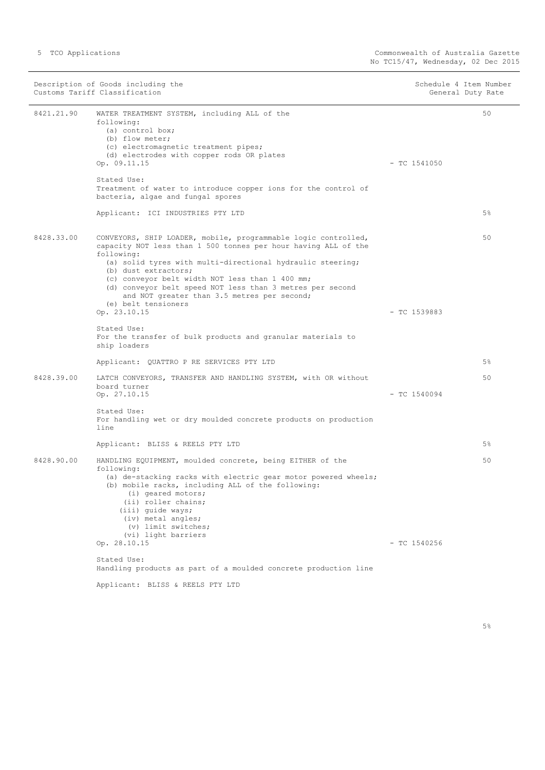| Description of Goods including the Customs Tariff Classification | | Schedule 4 Item Number | General Duty Rate |
|---|---|---|---|
| 8421.21.90 | WATER TREATMENT SYSTEM, including ALL of the following:<br>(a) control box;<br>(b) flow meter;<br>(c) electromagnetic treatment pipes;<br>(d) electrodes with copper rods OR plates<br>Op. 09.11.15<br><br>Stated Use:<br>Treatment of water to introduce copper ions for the control of bacteria, algae and fungal spores<br><br>Applicant: ICI INDUSTRIES PTY LTD | - TC 1541050 | 50<br><br>5% |
| 8428.33.00 | CONVEYORS, SHIP LOADER, mobile, programmable logic controlled, capacity NOT less than 1 500 tonnes per hour having ALL of the following:<br>(a) solid tyres with multi-directional hydraulic steering;<br>(b) dust extractors;<br>(c) conveyor belt width NOT less than 1 400 mm;<br>(d) conveyor belt speed NOT less than 3 metres per second and NOT greater than 3.5 metres per second;<br>(e) belt tensioners<br>Op. 23.10.15<br><br>Stated Use:<br>For the transfer of bulk products and granular materials to ship loaders<br><br>Applicant: QUATTRO P RE SERVICES PTY LTD | - TC 1539883 | 50<br><br>5% |
| 8428.39.00 | LATCH CONVEYORS, TRANSFER AND HANDLING SYSTEM, with OR without board turner<br>Op. 27.10.15<br><br>Stated Use:<br>For handling wet or dry moulded concrete products on production line<br><br>Applicant: BLISS & REELS PTY LTD | - TC 1540094 | 50<br><br>5% |
| 8428.90.00 | HANDLING EQUIPMENT, moulded concrete, being EITHER of the following:<br>(a) de-stacking racks with electric gear motor powered wheels;<br>(b) mobile racks, including ALL of the following:<br>(i) geared motors;<br>(ii) roller chains;<br>(iii) guide ways;<br>(iv) metal angles;<br>(v) limit switches;<br>(vi) light barriers<br>Op. 28.10.15<br><br>Stated Use:<br>Handling products as part of a moulded concrete production line<br><br>Applicant: BLISS & REELS PTY LTD | - TC 1540256 | 50<br><br>5% |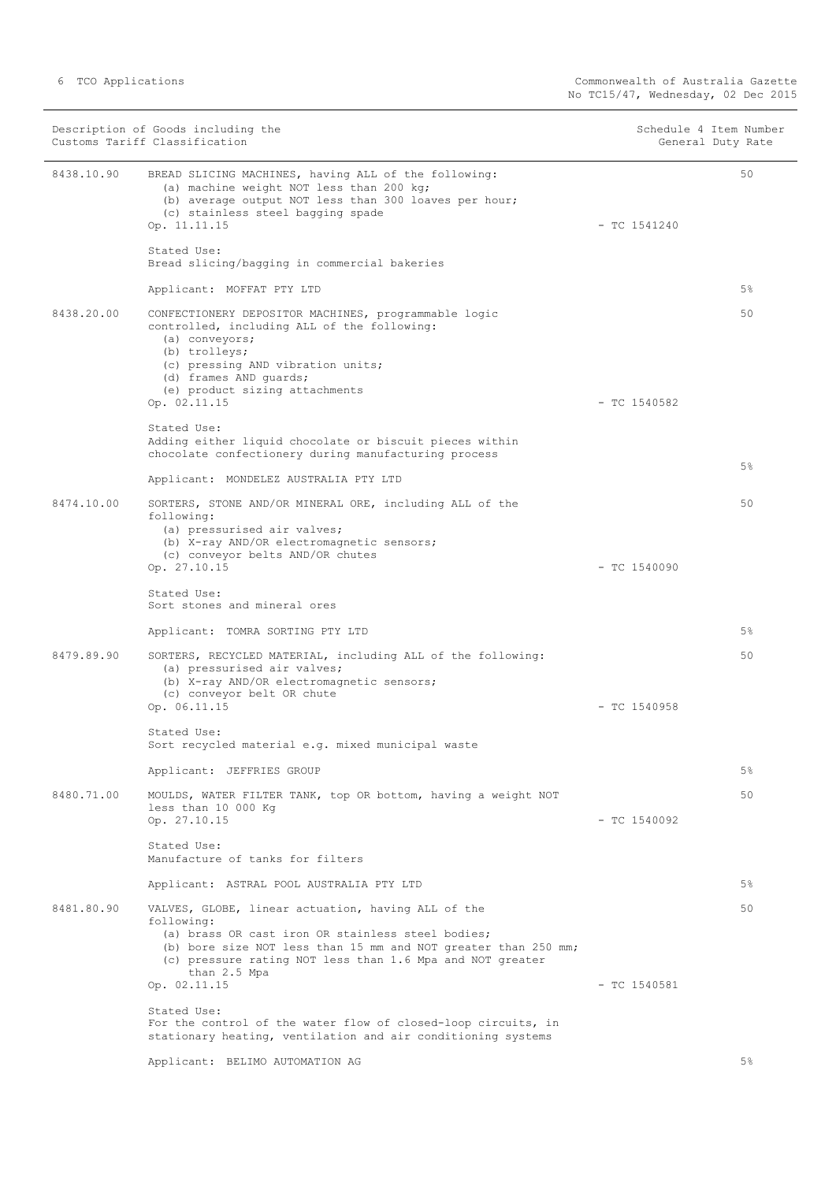| Description of Goods including the Customs Tariff Classification | | Schedule 4 Item Number | General Duty Rate |
|---|---|---|---|
| 8438.10.90 | BREAD SLICING MACHINES, having ALL of the following:<br>(a) machine weight NOT less than 200 kg;<br>(b) average output NOT less than 300 loaves per hour;<br>(c) stainless steel bagging spade<br>Op. 11.11.15<br><br>Stated Use:<br>Bread slicing/bagging in commercial bakeries<br><br>Applicant: MOFFAT PTY LTD | - TC 1541240 | 50<br><br>5% |
| 8438.20.00 | CONFECTIONERY DEPOSITOR MACHINES, programmable logic controlled, including ALL of the following:<br>(a) conveyors;<br>(b) trolleys;<br>(c) pressing AND vibration units;<br>(d) frames AND guards;<br>(e) product sizing attachments<br>Op. 02.11.15<br><br>Stated Use:<br>Adding either liquid chocolate or biscuit pieces within chocolate confectionery during manufacturing process<br><br>Applicant: MONDELEZ AUSTRALIA PTY LTD | - TC 1540582 | 50<br><br>5% |
| 8474.10.00 | SORTERS, STONE AND/OR MINERAL ORE, including ALL of the following:<br>(a) pressurised air valves;<br>(b) X-ray AND/OR electromagnetic sensors;<br>(c) conveyor belts AND/OR chutes<br>Op. 27.10.15<br><br>Stated Use:<br>Sort stones and mineral ores<br><br>Applicant: TOMRA SORTING PTY LTD | - TC 1540090 | 50<br><br>5% |
| 8479.89.90 | SORTERS, RECYCLED MATERIAL, including ALL of the following:<br>(a) pressurised air valves;<br>(b) X-ray AND/OR electromagnetic sensors;<br>(c) conveyor belt OR chute<br>Op. 06.11.15<br><br>Stated Use:<br>Sort recycled material e.g. mixed municipal waste<br><br>Applicant: JEFFRIES GROUP | - TC 1540958 | 50<br><br>5% |
| 8480.71.00 | MOULDS, WATER FILTER TANK, top OR bottom, having a weight NOT less than 10 000 Kg<br>Op. 27.10.15<br><br>Stated Use:<br>Manufacture of tanks for filters<br><br>Applicant: ASTRAL POOL AUSTRALIA PTY LTD | - TC 1540092 | 50<br><br>5% |
| 8481.80.90 | VALVES, GLOBE, linear actuation, having ALL of the following:<br>(a) brass OR cast iron OR stainless steel bodies;<br>(b) bore size NOT less than 15 mm and NOT greater than 250 mm;<br>(c) pressure rating NOT less than 1.6 Mpa and NOT greater than 2.5 Mpa<br>Op. 02.11.15<br><br>Stated Use:<br>For the control of the water flow of closed-loop circuits, in stationary heating, ventilation and air conditioning systems<br><br>Applicant: BELIMO AUTOMATION AG | - TC 1540581 | 50<br><br>5% |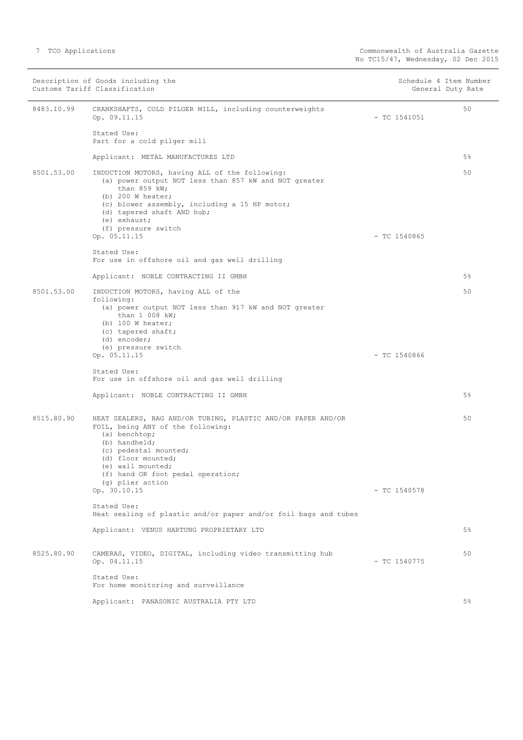| Description of Goods including the Customs Tariff Classification | | Schedule 4 Item Number | General Duty Rate |
|---|---|---|---|
| 8483.10.99 | CRANKSHAFTS, COLD PILGER MILL, including counterweights<br>Op. 09.11.15<br><br>Stated Use:<br>Part for a cold pilger mill<br><br>Applicant: METAL MANUFACTURES LTD | - TC 1541051 | 50<br><br>5% |
| 8501.53.00 | INDUCTION MOTORS, having ALL of the following:<br>(a) power output NOT less than 857 kW and NOT greater than 859 kW;<br>(b) 200 W heater;<br>(c) blower assembly, including a 15 HP motor;<br>(d) tapered shaft AND hub;<br>(e) exhaust;<br>(f) pressure switch<br>Op. 05.11.15<br><br>Stated Use:<br>For use in offshore oil and gas well drilling<br><br>Applicant: NOBLE CONTRACTING II GMBH | - TC 1540865 | 50<br><br>5% |
| 8501.53.00 | INDUCTION MOTORS, having ALL of the following:<br>(a) power output NOT less than 917 kW and NOT greater than 1 008 kW;<br>(b) 100 W heater;<br>(c) tapered shaft;<br>(d) encoder;<br>(e) pressure switch<br>Op. 05.11.15<br><br>Stated Use:<br>For use in offshore oil and gas well drilling<br><br>Applicant: NOBLE CONTRACTING II GMBH | - TC 1540866 | 50<br><br>5% |
| 8515.80.90 | HEAT SEALERS, BAG AND/OR TUBING, PLASTIC AND/OR PAPER AND/OR FOIL, being ANY of the following:<br>(a) benchtop;<br>(b) handheld;<br>(c) pedestal mounted;<br>(d) floor mounted;<br>(e) wall mounted;<br>(f) hand OR foot pedal operation;<br>(g) plier action<br>Op. 30.10.15<br><br>Stated Use:<br>Heat sealing of plastic and/or paper and/or foil bags and tubes<br><br>Applicant: VENUS HARTUNG PROPRIETARY LTD | - TC 1540578 | 50<br><br>5% |
| 8525.80.90 | CAMERAS, VIDEO, DIGITAL, including video transmitting hub<br>Op. 04.11.15<br><br>Stated Use:<br>For home monitoring and surveillance<br><br>Applicant: PANASONIC AUSTRALIA PTY LTD | - TC 1540775 | 50<br><br>5% |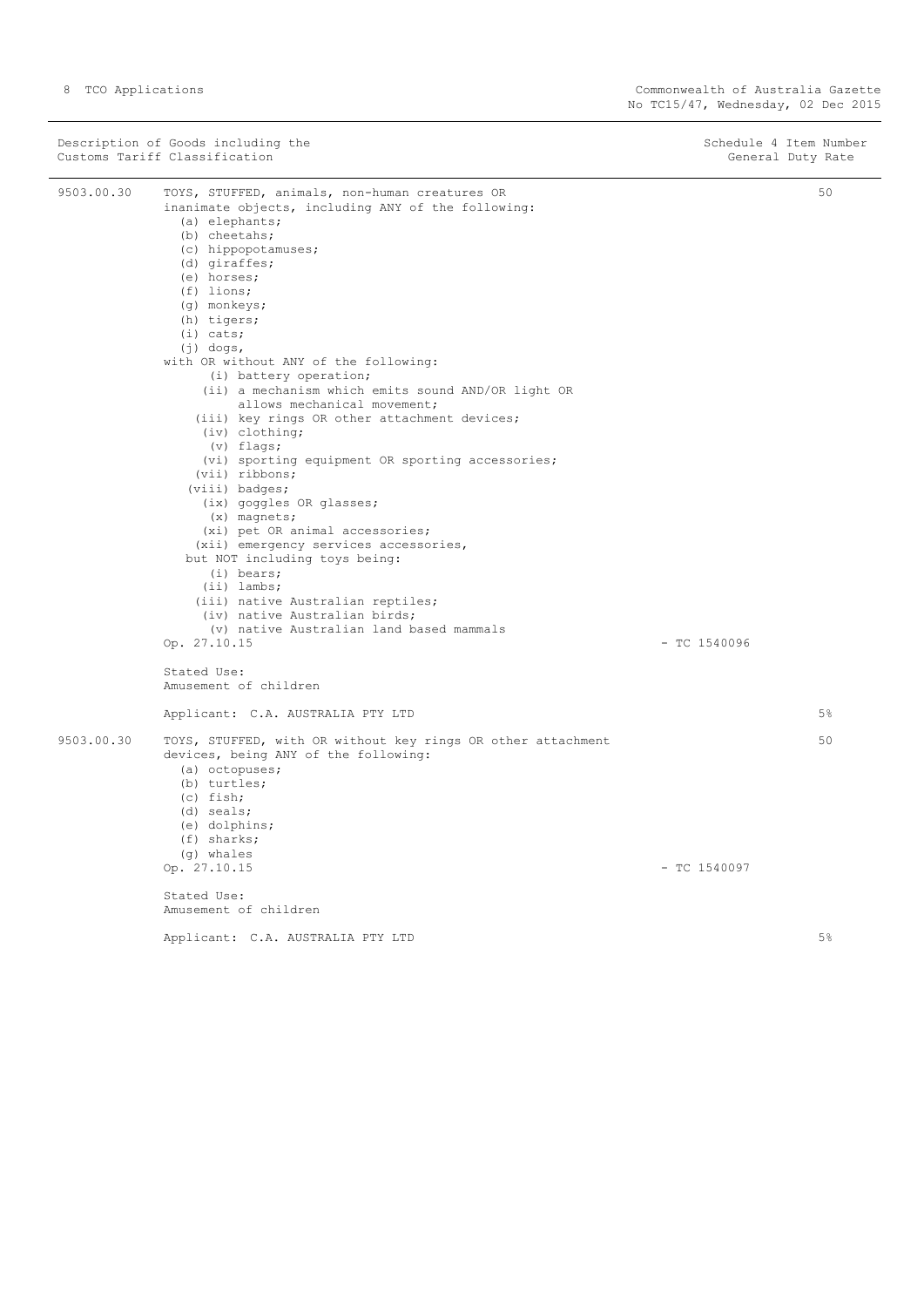| Description of Goods including the Customs Tariff Classification | | Schedule 4 Item Number | General Duty Rate |
|---|---|---|---|
| 9503.00.30 | TOYS, STUFFED, animals, non-human creatures OR inanimate objects, including ANY of the following:<br>(a) elephants;<br>(b) cheetahs;<br>(c) hippopotamuses;<br>(d) giraffes;<br>(e) horses;<br>(f) lions;<br>(g) monkeys;<br>(h) tigers;<br>(i) cats;<br>(j) dogs,<br>with OR without ANY of the following:<br>(i) battery operation;<br>(ii) a mechanism which emits sound AND/OR light OR allows mechanical movement;<br>(iii) key rings OR other attachment devices;<br>(iv) clothing;<br>(v) flags;<br>(vi) sporting equipment OR sporting accessories;<br>(vii) ribbons;<br>(viii) badges;<br>(ix) goggles OR glasses;<br>(x) magnets;<br>(xi) pet OR animal accessories;<br>(xii) emergency services accessories,<br>but NOT including toys being:<br>(i) bears;<br>(ii) lambs;<br>(iii) native Australian reptiles;<br>(iv) native Australian birds;<br>(v) native Australian land based mammals<br>Op. 27.10.15<br><br>Stated Use:<br>Amusement of children<br><br>Applicant: C.A. AUSTRALIA PTY LTD | - TC 1540096 | 50<br><br>5% |
| 9503.00.30 | TOYS, STUFFED, with OR without key rings OR other attachment devices, being ANY of the following:<br>(a) octopuses;<br>(b) turtles;<br>(c) fish;<br>(d) seals;<br>(e) dolphins;<br>(f) sharks;<br>(g) whales<br>Op. 27.10.15<br><br>Stated Use:<br>Amusement of children<br><br>Applicant: C.A. AUSTRALIA PTY LTD | - TC 1540097 | 50<br><br>5% |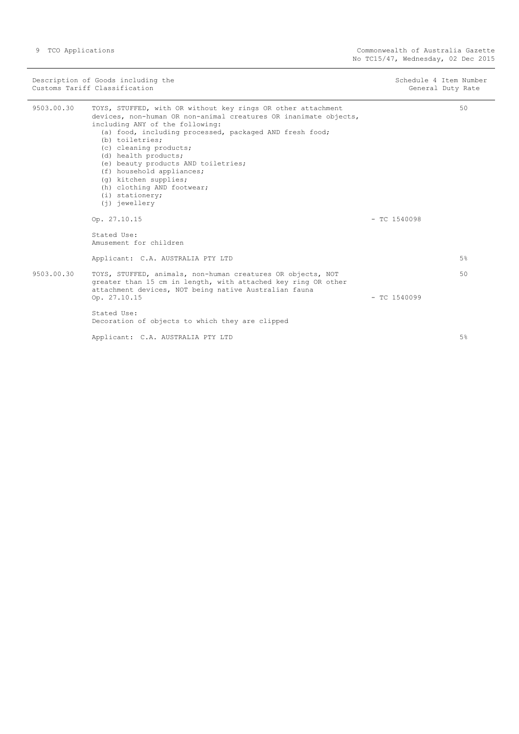| Description of Goods including the Customs Tariff Classification | | | Schedule 4 Item Number General Duty Rate |
|---|---|---|---|
| 9503.00.30 | TOYS, STUFFED, with OR without key rings OR other attachment devices, non-human OR non-animal creatures OR inanimate objects, including ANY of the following:<br>(a) food, including processed, packaged AND fresh food;<br>(b) toiletries;<br>(c) cleaning products;<br>(d) health products;<br>(e) beauty products AND toiletries;<br>(f) household appliances;<br>(g) kitchen supplies;<br>(h) clothing AND footwear;<br>(i) stationery;<br>(j) jewellery | | 50 |
| | Op. 27.10.15 | - TC 1540098 | |
| | Stated Use:<br>Amusement for children | | |
| | Applicant: C.A. AUSTRALIA PTY LTD | | 5% |
| 9503.00.30 | TOYS, STUFFED, animals, non-human creatures OR objects, NOT greater than 15 cm in length, with attached key ring OR other attachment devices, NOT being native Australian fauna | | 50 |
| | Op. 27.10.15 | - TC 1540099 | |
| | Stated Use:<br>Decoration of objects to which they are clipped | | |
| | Applicant: C.A. AUSTRALIA PTY LTD | | 5% |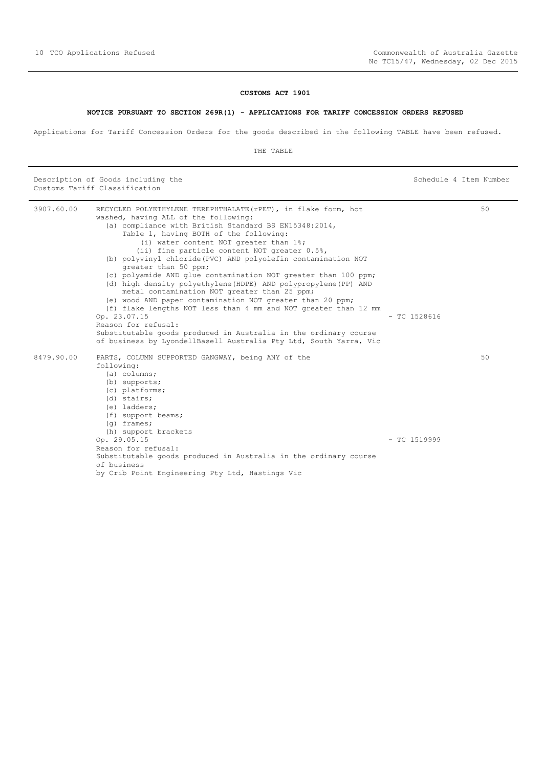**CUSTOMS ACT 1901**

**NOTICE PURSUANT TO SECTION 269R(1) - APPLICATIONS FOR TARIFF CONCESSION ORDERS REFUSED**

Applications for Tariff Concession Orders for the goods described in the following TABLE have been refused.

THE TABLE

| Description of Goods including the Customs Tariff Classification | | | Schedule 4 Item Number |
|---|---|---|---|
| 3907.60.00 | RECYCLED POLYETHYLENE TEREPHTHALATE(rPET), in flake form, hot washed, having ALL of the following:<br>(a) compliance with British Standard BS EN15348:2014, Table 1, having BOTH of the following:<br>(i) water content NOT greater than 1%;<br>(ii) fine particle content NOT greater 0.5%,<br>(b) polyvinyl chloride(PVC) AND polyolefin contamination NOT greater than 50 ppm;<br>(c) polyamide AND glue contamination NOT greater than 100 ppm;<br>(d) high density polyethylene(HDPE) AND polypropylene(PP) AND metal contamination NOT greater than 25 ppm;<br>(e) wood AND paper contamination NOT greater than 20 ppm;<br>(f) flake lengths NOT less than 4 mm and NOT greater than 12 mm<br>Op. 23.07.15<br>Reason for refusal:<br>Substitutable goods produced in Australia in the ordinary course of business by LyondellBasell Australia Pty Ltd, South Yarra, Vic | - TC 1528616 | 50 |
| 8479.90.00 | PARTS, COLUMN SUPPORTED GANGWAY, being ANY of the following:<br>(a) columns;<br>(b) supports;<br>(c) platforms;<br>(d) stairs;<br>(e) ladders;<br>(f) support beams;<br>(g) frames;<br>(h) support brackets<br>Op. 29.05.15<br>Reason for refusal:<br>Substitutable goods produced in Australia in the ordinary course of business<br>by Crib Point Engineering Pty Ltd, Hastings Vic | - TC 1519999 | 50 |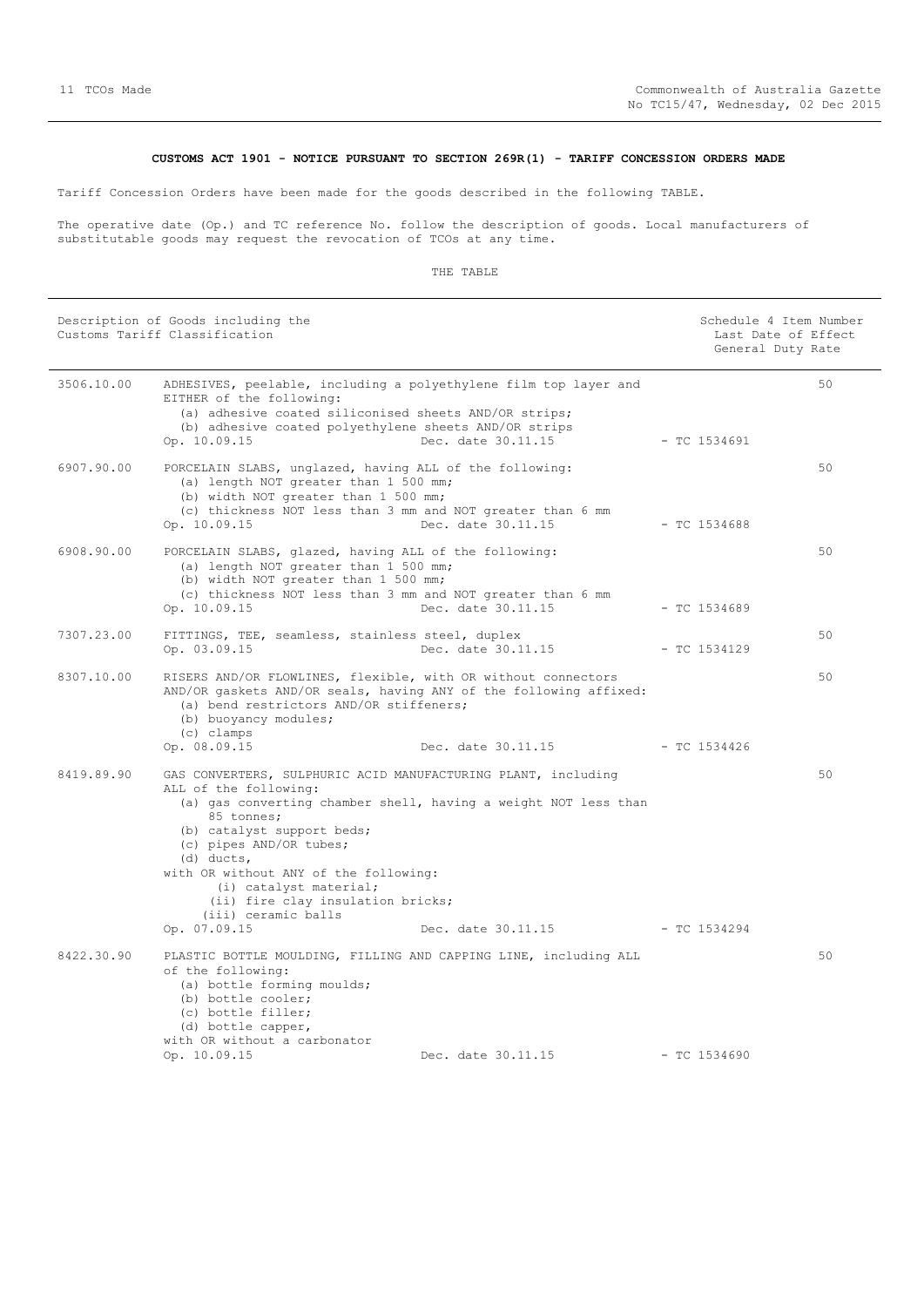**CUSTOMS ACT 1901 - NOTICE PURSUANT TO SECTION 269R(1) - TARIFF CONCESSION ORDERS MADE**

Tariff Concession Orders have been made for the goods described in the following TABLE.

The operative date (Op.) and TC reference No. follow the description of goods. Local manufacturers of substitutable goods may request the revocation of TCOs at any time.

THE TABLE

| Description of Goods including the Customs Tariff Classification | | | Schedule 4 Item Number Last Date of Effect General Duty Rate |
|---|---|---|---|
| 3506.10.00 | ADHESIVES, peelable, including a polyethylene film top layer and EITHER of the following:<br>(a) adhesive coated siliconised sheets AND/OR strips;<br>(b) adhesive coated polyethylene sheets AND/OR strips<br>Op. 10.09.15 Dec. date 30.11.15 | - TC 1534691 | 50 |
| 6907.90.00 | PORCELAIN SLABS, unglazed, having ALL of the following:<br>(a) length NOT greater than 1 500 mm;<br>(b) width NOT greater than 1 500 mm;<br>(c) thickness NOT less than 3 mm and NOT greater than 6 mm<br>Op. 10.09.15 Dec. date 30.11.15 | - TC 1534688 | 50 |
| 6908.90.00 | PORCELAIN SLABS, glazed, having ALL of the following:<br>(a) length NOT greater than 1 500 mm;<br>(b) width NOT greater than 1 500 mm;<br>(c) thickness NOT less than 3 mm and NOT greater than 6 mm<br>Op. 10.09.15 Dec. date 30.11.15 | - TC 1534689 | 50 |
| 7307.23.00 | FITTINGS, TEE, seamless, stainless steel, duplex<br>Op. 03.09.15 Dec. date 30.11.15 | - TC 1534129 | 50 |
| 8307.10.00 | RISERS AND/OR FLOWLINES, flexible, with OR without connectors AND/OR gaskets AND/OR seals, having ANY of the following affixed:<br>(a) bend restrictors AND/OR stiffeners;<br>(b) buoyancy modules;<br>(c) clamps<br>Op. 08.09.15 Dec. date 30.11.15 | - TC 1534426 | 50 |
| 8419.89.90 | GAS CONVERTERS, SULPHURIC ACID MANUFACTURING PLANT, including ALL of the following:<br>(a) gas converting chamber shell, having a weight NOT less than 85 tonnes;<br>(b) catalyst support beds;<br>(c) pipes AND/OR tubes;<br>(d) ducts,<br>with OR without ANY of the following:<br>(i) catalyst material;<br>(ii) fire clay insulation bricks;<br>(iii) ceramic balls<br>Op. 07.09.15 Dec. date 30.11.15 | - TC 1534294 | 50 |
| 8422.30.90 | PLASTIC BOTTLE MOULDING, FILLING AND CAPPING LINE, including ALL of the following:<br>(a) bottle forming moulds;<br>(b) bottle cooler;<br>(c) bottle filler;<br>(d) bottle capper,<br>with OR without a carbonator<br>Op. 10.09.15 Dec. date 30.11.15 | - TC 1534690 | 50 |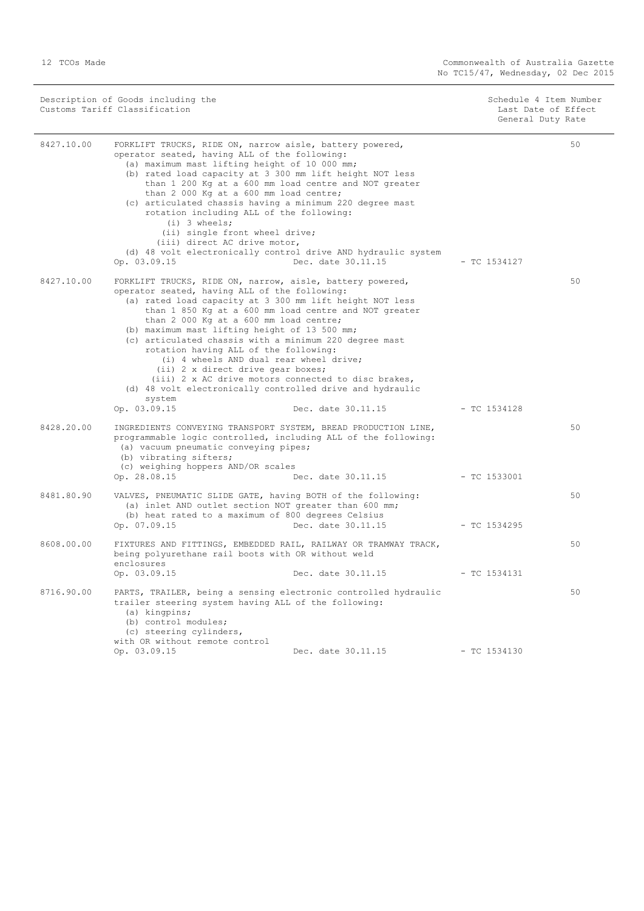| Description of Goods including the Customs Tariff Classification | | Schedule 4 Item Number Last Date of Effect General Duty Rate |
|---|---|---|
| 8427.10.00 | FORKLIFT TRUCKS, RIDE ON, narrow aisle, battery powered, operator seated, having ALL of the following:<br>(a) maximum mast lifting height of 10 000 mm;<br>(b) rated load capacity at 3 300 mm lift height NOT less than 1 200 Kg at a 600 mm load centre and NOT greater than 2 000 Kg at a 600 mm load centre;<br>(c) articulated chassis having a minimum 220 degree mast rotation including ALL of the following:<br>(i) 3 wheels;<br>(ii) single front wheel drive;<br>(iii) direct AC drive motor,<br>(d) 48 volt electronically control drive AND hydraulic system<br>Op. 03.09.15 Dec. date 30.11.15 - TC 1534127 | 50 |
| 8427.10.00 | FORKLIFT TRUCKS, RIDE ON, narrow, aisle, battery powered, operator seated, having ALL of the following:<br>(a) rated load capacity at 3 300 mm lift height NOT less than 1 850 Kg at a 600 mm load centre and NOT greater than 2 000 Kg at a 600 mm load centre;<br>(b) maximum mast lifting height of 13 500 mm;<br>(c) articulated chassis with a minimum 220 degree mast rotation having ALL of the following:<br>(i) 4 wheels AND dual rear wheel drive;<br>(ii) 2 x direct drive gear boxes;<br>(iii) 2 x AC drive motors connected to disc brakes,<br>(d) 48 volt electronically controlled drive and hydraulic system<br>Op. 03.09.15 Dec. date 30.11.15 - TC 1534128 | 50 |
| 8428.20.00 | INGREDIENTS CONVEYING TRANSPORT SYSTEM, BREAD PRODUCTION LINE, programmable logic controlled, including ALL of the following:<br>(a) vacuum pneumatic conveying pipes;<br>(b) vibrating sifters;<br>(c) weighing hoppers AND/OR scales<br>Op. 28.08.15 Dec. date 30.11.15 - TC 1533001 | 50 |
| 8481.80.90 | VALVES, PNEUMATIC SLIDE GATE, having BOTH of the following:<br>(a) inlet AND outlet section NOT greater than 600 mm;<br>(b) heat rated to a maximum of 800 degrees Celsius<br>Op. 07.09.15 Dec. date 30.11.15 - TC 1534295 | 50 |
| 8608.00.00 | FIXTURES AND FITTINGS, EMBEDDED RAIL, RAILWAY OR TRAMWAY TRACK, being polyurethane rail boots with OR without weld enclosures<br>Op. 03.09.15 Dec. date 30.11.15 - TC 1534131 | 50 |
| 8716.90.00 | PARTS, TRAILER, being a sensing electronic controlled hydraulic trailer steering system having ALL of the following:<br>(a) kingpins;<br>(b) control modules;<br>(c) steering cylinders,<br>with OR without remote control<br>Op. 03.09.15 Dec. date 30.11.15 - TC 1534130 | 50 |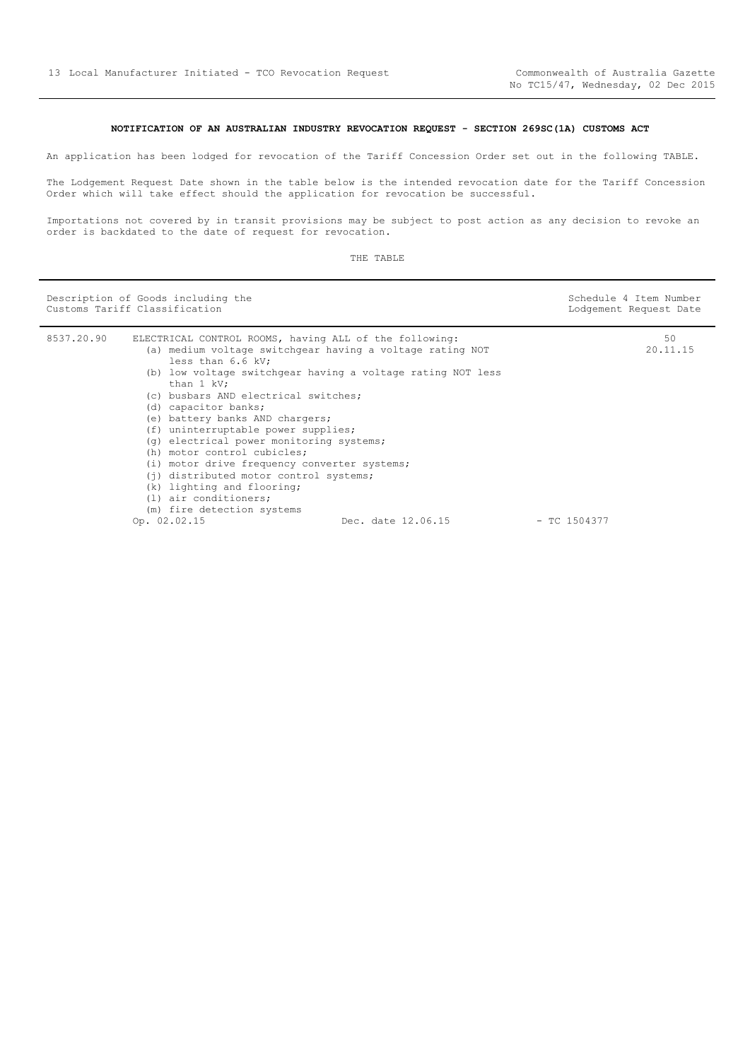### NOTIFICATION OF AN AUSTRALIAN INDUSTRY REVOCATION REQUEST - SECTION 269SC(1A) CUSTOMS ACT

An application has been lodged for revocation of the Tariff Concession Order set out in the following TABLE.

The Lodgement Request Date shown in the table below is the intended revocation date for the Tariff Concession Order which will take effect should the application for revocation be successful.

Importations not covered by in transit provisions may be subject to post action as any decision to revoke an order is backdated to the date of request for revocation.

THE TABLE

| Description of Goods including the Customs Tariff Classification | | Schedule 4 Item Number Lodgement Request Date |
|---|---|---|
| 8537.20.90 | ELECTRICAL CONTROL ROOMS, having ALL of the following:<br>(a) medium voltage switchgear having a voltage rating NOT less than 6.6 kV;<br>(b) low voltage switchgear having a voltage rating NOT less than 1 kV;<br>(c) busbars AND electrical switches;<br>(d) capacitor banks;<br>(e) battery banks AND chargers;<br>(f) uninterruptable power supplies;<br>(g) electrical power monitoring systems;<br>(h) motor control cubicles;<br>(i) motor drive frequency converter systems;<br>(j) distributed motor control systems;<br>(k) lighting and flooring;<br>(l) air conditioners;<br>(m) fire detection systems<br>Op. 02.02.15 Dec. date 12.06.15 - TC 1504377 | 50<br>20.11.15 |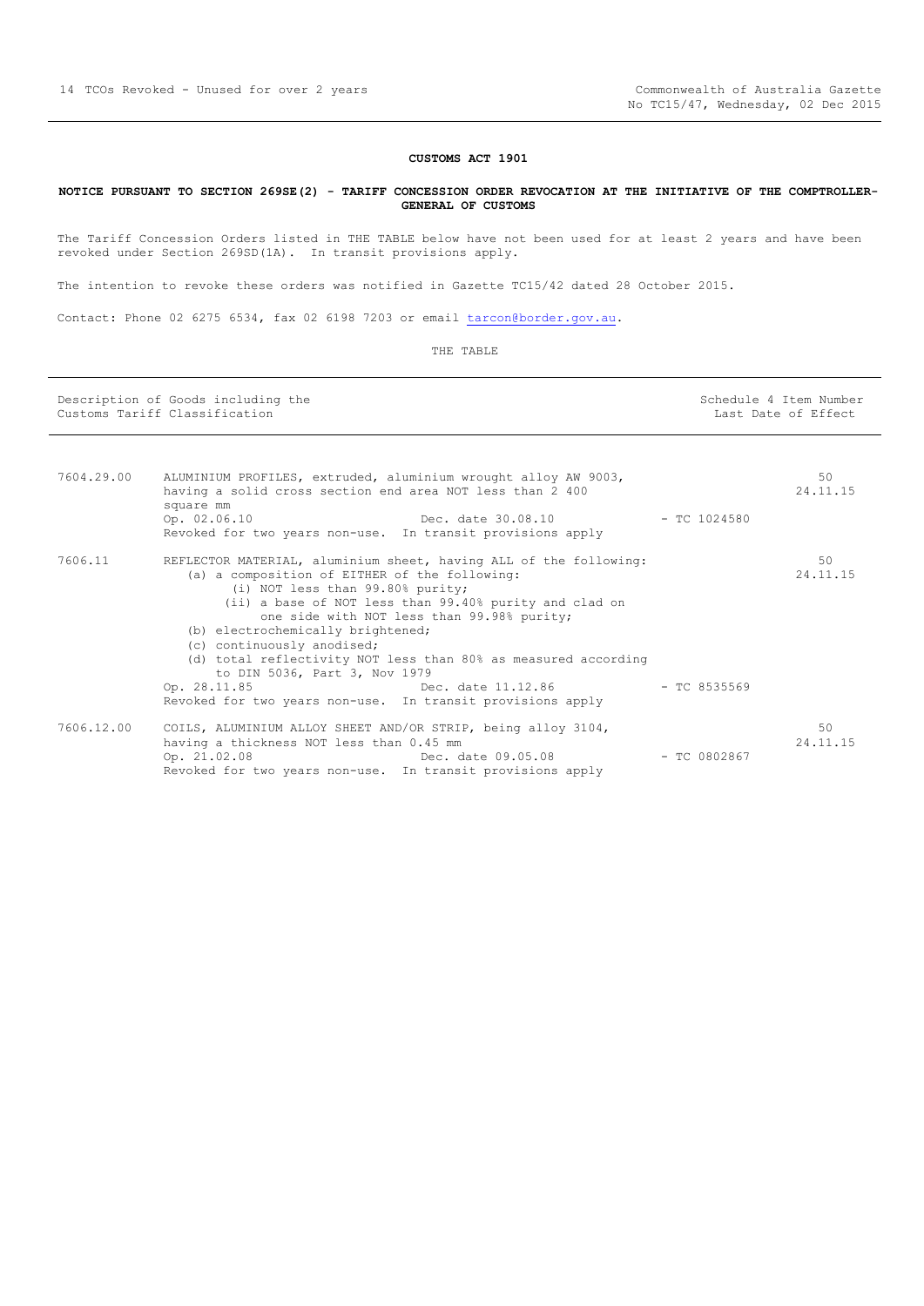**CUSTOMS ACT 1901**

**NOTICE PURSUANT TO SECTION 269SE(2) - TARIFF CONCESSION ORDER REVOCATION AT THE INITIATIVE OF THE COMPTROLLER-GENERAL OF CUSTOMS**

The Tariff Concession Orders listed in THE TABLE below have not been used for at least 2 years and have been revoked under Section 269SD(1A). In transit provisions apply.

The intention to revoke these orders was notified in Gazette TC15/42 dated 28 October 2015.

Contact: Phone 02 6275 6534, fax 02 6198 7203 or email tarcon@border.gov.au.

THE TABLE

| Description of Goods including the Customs Tariff Classification | | | Schedule 4 Item Number Last Date of Effect |
|---|---|---|---|
| 7604.29.00 | ALUMINIUM PROFILES, extruded, aluminium wrought alloy AW 9003, having a solid cross section end area NOT less than 2 400 square mm<br>Op. 02.06.10 Dec. date 30.08.10<br>Revoked for two years non-use. In transit provisions apply | - TC 1024580 | 50<br>24.11.15 |
| 7606.11 | REFLECTOR MATERIAL, aluminium sheet, having ALL of the following:<br>(a) a composition of EITHER of the following:<br>(i) NOT less than 99.80% purity;<br>(ii) a base of NOT less than 99.40% purity and clad on one side with NOT less than 99.98% purity;<br>(b) electrochemically brightened;<br>(c) continuously anodised;<br>(d) total reflectivity NOT less than 80% as measured according to DIN 5036, Part 3, Nov 1979<br>Op. 28.11.85 Dec. date 11.12.86<br>Revoked for two years non-use. In transit provisions apply | - TC 8535569 | 50<br>24.11.15 |
| 7606.12.00 | COILS, ALUMINIUM ALLOY SHEET AND/OR STRIP, being alloy 3104, having a thickness NOT less than 0.45 mm<br>Op. 21.02.08 Dec. date 09.05.08<br>Revoked for two years non-use. In transit provisions apply | - TC 0802867 | 50<br>24.11.15 |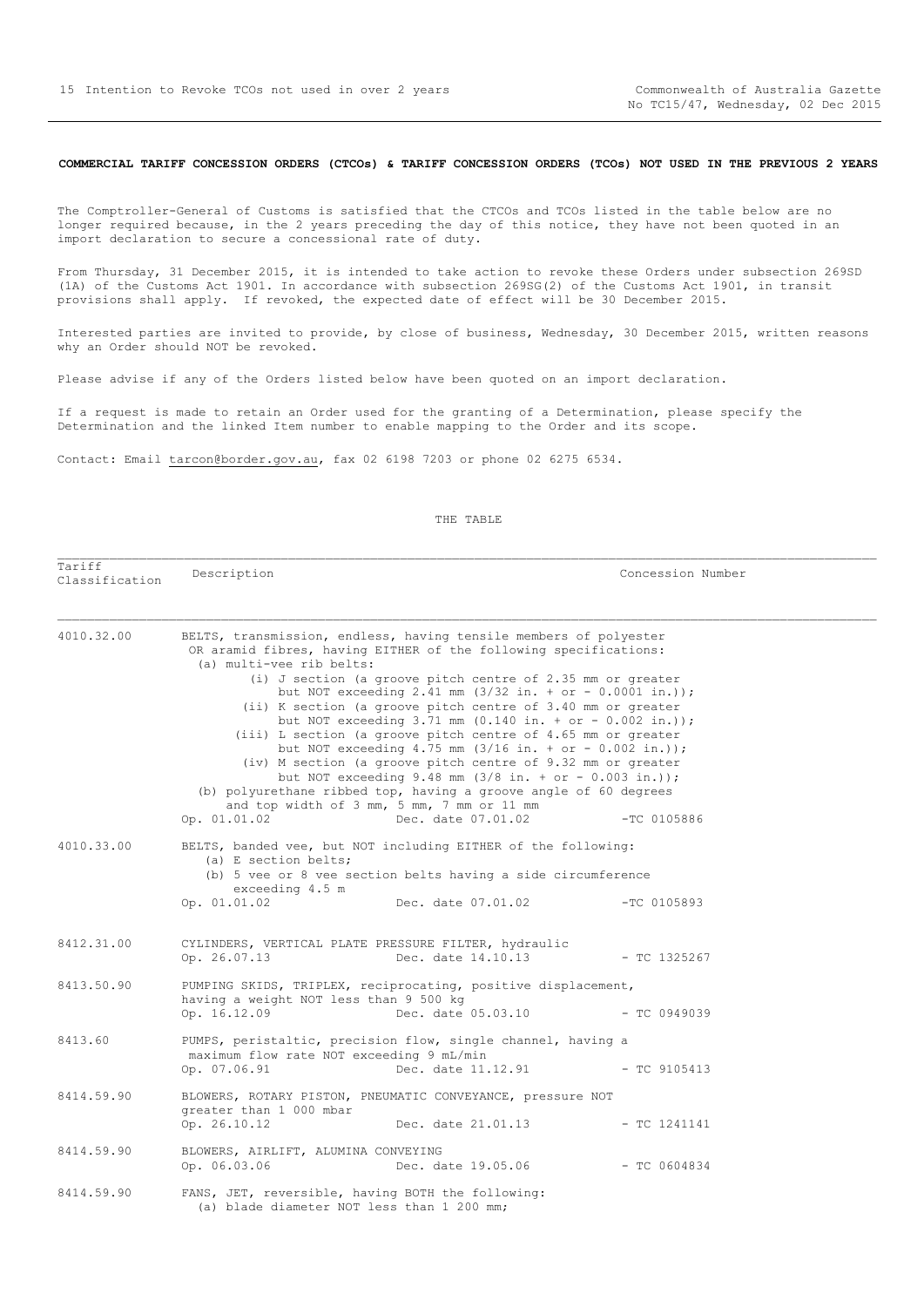## COMMERCIAL TARIFF CONCESSION ORDERS (CTCOs) & TARIFF CONCESSION ORDERS (TCOs) NOT USED IN THE PREVIOUS 2 YEARS

The Comptroller-General of Customs is satisfied that the CTCOs and TCOs listed in the table below are no longer required because, in the 2 years preceding the day of this notice, they have not been quoted in an import declaration to secure a concessional rate of duty.

From Thursday, 31 December 2015, it is intended to take action to revoke these Orders under subsection 269SD (1A) of the Customs Act 1901. In accordance with subsection 269SG(2) of the Customs Act 1901, in transit provisions shall apply. If revoked, the expected date of effect will be 30 December 2015.

Interested parties are invited to provide, by close of business, Wednesday, 30 December 2015, written reasons why an Order should NOT be revoked.

Please advise if any of the Orders listed below have been quoted on an import declaration.

If a request is made to retain an Order used for the granting of a Determination, please specify the Determination and the linked Item number to enable mapping to the Order and its scope.

Contact: Email tarcon@border.gov.au, fax 02 6198 7203 or phone 02 6275 6534.

THE TABLE

| Tariff Classification | Description | Concession Number |
|---|---|---|
| 4010.32.00 | BELTS, transmission, endless, having tensile members of polyester OR aramid fibres, having EITHER of the following specifications:<br>(a) multi-vee rib belts:<br>(i) J section (a groove pitch centre of 2.35 mm or greater but NOT exceeding 2.41 mm (3/32 in. + or - 0.0001 in.));<br>(ii) K section (a groove pitch centre of 3.40 mm or greater but NOT exceeding 3.71 mm (0.140 in. + or - 0.002 in.));<br>(iii) L section (a groove pitch centre of 4.65 mm or greater but NOT exceeding 4.75 mm (3/16 in. + or - 0.002 in.));<br>(iv) M section (a groove pitch centre of 9.32 mm or greater but NOT exceeding 9.48 mm (3/8 in. + or - 0.003 in.));<br>(b) polyurethane ribbed top, having a groove angle of 60 degrees and top width of 3 mm, 5 mm, 7 mm or 11 mm<br>Op. 01.01.02 Dec. date 07.01.02 | -TC 0105886 |
| 4010.33.00 | BELTS, banded vee, but NOT including EITHER of the following:<br>(a) E section belts;<br>(b) 5 vee or 8 vee section belts having a side circumference exceeding 4.5 m<br>Op. 01.01.02 Dec. date 07.01.02 | -TC 0105893 |
| 8412.31.00 | CYLINDERS, VERTICAL PLATE PRESSURE FILTER, hydraulic<br>Op. 26.07.13 Dec. date 14.10.13 | - TC 1325267 |
| 8413.50.90 | PUMPING SKIDS, TRIPLEX, reciprocating, positive displacement, having a weight NOT less than 9 500 kg<br>Op. 16.12.09 Dec. date 05.03.10 | - TC 0949039 |
| 8413.60 | PUMPS, peristaltic, precision flow, single channel, having a maximum flow rate NOT exceeding 9 mL/min<br>Op. 07.06.91 Dec. date 11.12.91 | - TC 9105413 |
| 8414.59.90 | BLOWERS, ROTARY PISTON, PNEUMATIC CONVEYANCE, pressure NOT greater than 1 000 mbar<br>Op. 26.10.12 Dec. date 21.01.13 | - TC 1241141 |
| 8414.59.90 | BLOWERS, AIRLIFT, ALUMINA CONVEYING<br>Op. 06.03.06 Dec. date 19.05.06 | - TC 0604834 |
| 8414.59.90 | FANS, JET, reversible, having BOTH the following:<br>(a) blade diameter NOT less than 1 200 mm; | |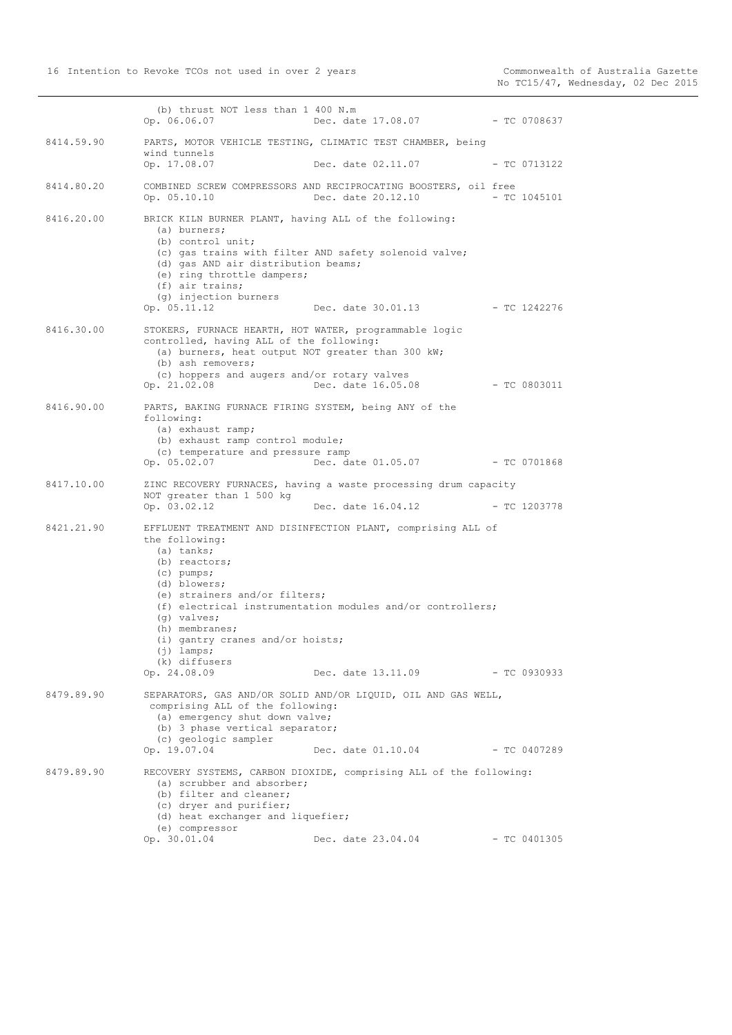(b) thrust NOT less than 1 400 N.m
Op. 06.06.07 Dec. date 17.08.07 - TC 0708637

**8414.59.90** PARTS, MOTOR VEHICLE TESTING, CLIMATIC TEST CHAMBER, being wind tunnels
Op. 17.08.07 Dec. date 02.11.07 - TC 0713122

**8414.80.20** COMBINED SCREW COMPRESSORS AND RECIPROCATING BOOSTERS, oil free
Op. 05.10.10 Dec. date 20.12.10 - TC 1045101

**8416.20.00** BRICK KILN BURNER PLANT, having ALL of the following:
- (a) burners;
- (b) control unit;
- (c) gas trains with filter AND safety solenoid valve;
- (d) gas AND air distribution beams;
- (e) ring throttle dampers;
- (f) air trains;
- (g) injection burners

Op. 05.11.12 Dec. date 30.01.13 - TC 1242276

**8416.30.00** STOKERS, FURNACE HEARTH, HOT WATER, programmable logic controlled, having ALL of the following:
- (a) burners, heat output NOT greater than 300 kW;
- (b) ash removers;
- (c) hoppers and augers and/or rotary valves

Op. 21.02.08 Dec. date 16.05.08 - TC 0803011

**8416.90.00** PARTS, BAKING FURNACE FIRING SYSTEM, being ANY of the following:
- (a) exhaust ramp;
- (b) exhaust ramp control module;
- (c) temperature and pressure ramp

Op. 05.02.07 Dec. date 01.05.07 - TC 0701868

**8417.10.00** ZINC RECOVERY FURNACES, having a waste processing drum capacity NOT greater than 1 500 kg
Op. 03.02.12 Dec. date 16.04.12 - TC 1203778

**8421.21.90** EFFLUENT TREATMENT AND DISINFECTION PLANT, comprising ALL of the following:
- (a) tanks;
- (b) reactors;
- (c) pumps;
- (d) blowers;
- (e) strainers and/or filters;
- (f) electrical instrumentation modules and/or controllers;
- (g) valves;
- (h) membranes;
- (i) gantry cranes and/or hoists;
- (j) lamps;
- (k) diffusers

Op. 24.08.09 Dec. date 13.11.09 - TC 0930933

**8479.89.90** SEPARATORS, GAS AND/OR SOLID AND/OR LIQUID, OIL AND GAS WELL, comprising ALL of the following:
- (a) emergency shut down valve;
- (b) 3 phase vertical separator;
- (c) geologic sampler

Op. 19.07.04 Dec. date 01.10.04 - TC 0407289

**8479.89.90** RECOVERY SYSTEMS, CARBON DIOXIDE, comprising ALL of the following:
- (a) scrubber and absorber;
- (b) filter and cleaner;
- (c) dryer and purifier;
- (d) heat exchanger and liquefier;
- (e) compressor

Op. 30.01.04 Dec. date 23.04.04 - TC 0401305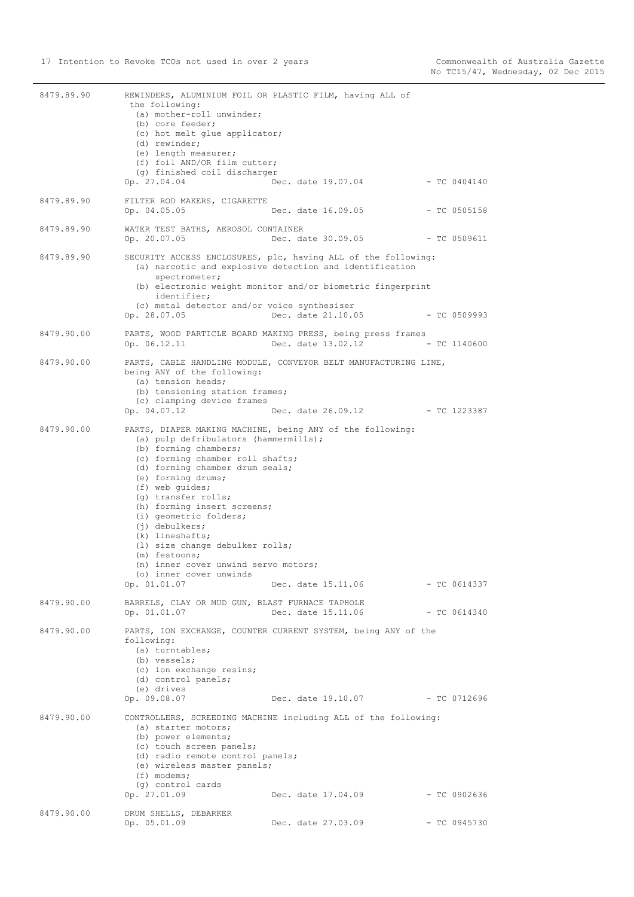8479.89.90 REWINDERS, ALUMINIUM FOIL OR PLASTIC FILM, having ALL of the following:
- (a) mother-roll unwinder;
- (b) core feeder;
- (c) hot melt glue applicator;
- (d) rewinder;
- (e) length measurer;
- (f) foil AND/OR film cutter;
- (g) finished coil discharger

Op. 27.04.04 Dec. date 19.07.04 - TC 0404140

8479.89.90 FILTER ROD MAKERS, CIGARETTE
Op. 04.05.05 Dec. date 16.09.05 - TC 0505158

8479.89.90 WATER TEST BATHS, AEROSOL CONTAINER
Op. 20.07.05 Dec. date 30.09.05 - TC 0509611

8479.89.90 SECURITY ACCESS ENCLOSURES, plc, having ALL of the following:
- (a) narcotic and explosive detection and identification spectrometer;
- (b) electronic weight monitor and/or biometric fingerprint identifier;
- (c) metal detector and/or voice synthesiser

Op. 28.07.05 Dec. date 21.10.05 - TC 0509993

8479.90.00 PARTS, WOOD PARTICLE BOARD MAKING PRESS, being press frames
Op. 06.12.11 Dec. date 13.02.12 - TC 1140600

8479.90.00 PARTS, CABLE HANDLING MODULE, CONVEYOR BELT MANUFACTURING LINE, being ANY of the following:
- (a) tension heads;
- (b) tensioning station frames;
- (c) clamping device frames

Op. 04.07.12 Dec. date 26.09.12 - TC 1223387

8479.90.00 PARTS, DIAPER MAKING MACHINE, being ANY of the following:
- (a) pulp defribulators (hammermills);
- (b) forming chambers;
- (c) forming chamber roll shafts;
- (d) forming chamber drum seals;
- (e) forming drums;
- (f) web guides;
- (g) transfer rolls;
- (h) forming insert screens;
- (i) geometric folders;
- (j) debulkers;
- (k) lineshafts;
- (l) size change debulker rolls;
- (m) festoons;
- (n) inner cover unwind servo motors;
- (o) inner cover unwinds

Op. 01.01.07 Dec. date 15.11.06 - TC 0614337

8479.90.00 BARRELS, CLAY OR MUD GUN, BLAST FURNACE TAPHOLE
Op. 01.01.07 Dec. date 15.11.06 - TC 0614340

8479.90.00 PARTS, ION EXCHANGE, COUNTER CURRENT SYSTEM, being ANY of the following:
- (a) turntables;
- (b) vessels;
- (c) ion exchange resins;
- (d) control panels;
- (e) drives

Op. 09.08.07 Dec. date 19.10.07 - TC 0712696

8479.90.00 CONTROLLERS, SCREEDING MACHINE including ALL of the following:
- (a) starter motors;
- (b) power elements;
- (c) touch screen panels;
- (d) radio remote control panels;
- (e) wireless master panels;
- (f) modems;
- (g) control cards

Op. 27.01.09 Dec. date 17.04.09 - TC 0902636

8479.90.00 DRUM SHELLS, DEBARKER
Op. 05.01.09 Dec. date 27.03.09 - TC 0945730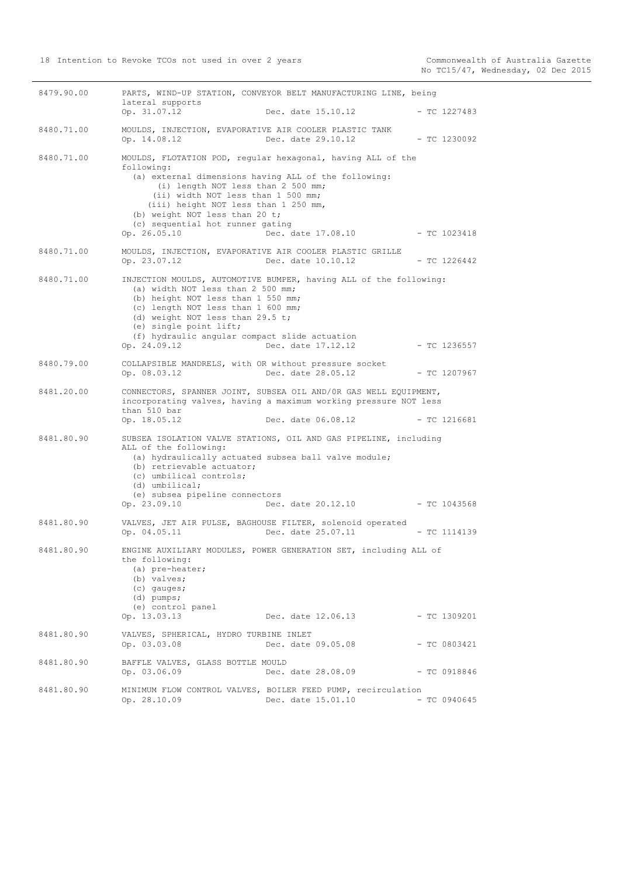8479.90.00 PARTS, WIND-UP STATION, CONVEYOR BELT MANUFACTURING LINE, being lateral supports
Op. 31.07.12 Dec. date 15.10.12 - TC 1227483

8480.71.00 MOULDS, INJECTION, EVAPORATIVE AIR COOLER PLASTIC TANK
Op. 14.08.12 Dec. date 29.10.12 - TC 1230092

8480.71.00 MOULDS, FLOTATION POD, regular hexagonal, having ALL of the following:
- (a) external dimensions having ALL of the following:
  - (i) length NOT less than 2 500 mm;
  - (ii) width NOT less than 1 500 mm;
  - (iii) height NOT less than 1 250 mm,
- (b) weight NOT less than 20 t;
- (c) sequential hot runner gating

Op. 26.05.10 Dec. date 17.08.10 - TC 1023418

8480.71.00 MOULDS, INJECTION, EVAPORATIVE AIR COOLER PLASTIC GRILLE
Op. 23.07.12 Dec. date 10.10.12 - TC 1226442

8480.71.00 INJECTION MOULDS, AUTOMOTIVE BUMPER, having ALL of the following:
- (a) width NOT less than 2 500 mm;
- (b) height NOT less than 1 550 mm;
- (c) length NOT less than 1 600 mm;
- (d) weight NOT less than 29.5 t;
- (e) single point lift;
- (f) hydraulic angular compact slide actuation

Op. 24.09.12 Dec. date 17.12.12 - TC 1236557

8480.79.00 COLLAPSIBLE MANDRELS, with OR without pressure socket
Op. 08.03.12 Dec. date 28.05.12 - TC 1207967

8481.20.00 CONNECTORS, SPANNER JOINT, SUBSEA OIL AND/OR GAS WELL EQUIPMENT, incorporating valves, having a maximum working pressure NOT less than 510 bar
Op. 18.05.12 Dec. date 06.08.12 - TC 1216681

8481.80.90 SUBSEA ISOLATION VALVE STATIONS, OIL AND GAS PIPELINE, including ALL of the following:
- (a) hydraulically actuated subsea ball valve module;
- (b) retrievable actuator;
- (c) umbilical controls;
- (d) umbilical;
- (e) subsea pipeline connectors

Op. 23.09.10 Dec. date 20.12.10 - TC 1043568

8481.80.90 VALVES, JET AIR PULSE, BAGHOUSE FILTER, solenoid operated
Op. 04.05.11 Dec. date 25.07.11 - TC 1114139

8481.80.90 ENGINE AUXILIARY MODULES, POWER GENERATION SET, including ALL of the following:
- (a) pre-heater;
- (b) valves;
- (c) gauges;
- (d) pumps;
- (e) control panel

Op. 13.03.13 Dec. date 12.06.13 - TC 1309201

8481.80.90 VALVES, SPHERICAL, HYDRO TURBINE INLET
Op. 03.03.08 Dec. date 09.05.08 - TC 0803421

8481.80.90 BAFFLE VALVES, GLASS BOTTLE MOULD
Op. 03.06.09 Dec. date 28.08.09 - TC 0918846

8481.80.90 MINIMUM FLOW CONTROL VALVES, BOILER FEED PUMP, recirculation
Op. 28.10.09 Dec. date 15.01.10 - TC 0940645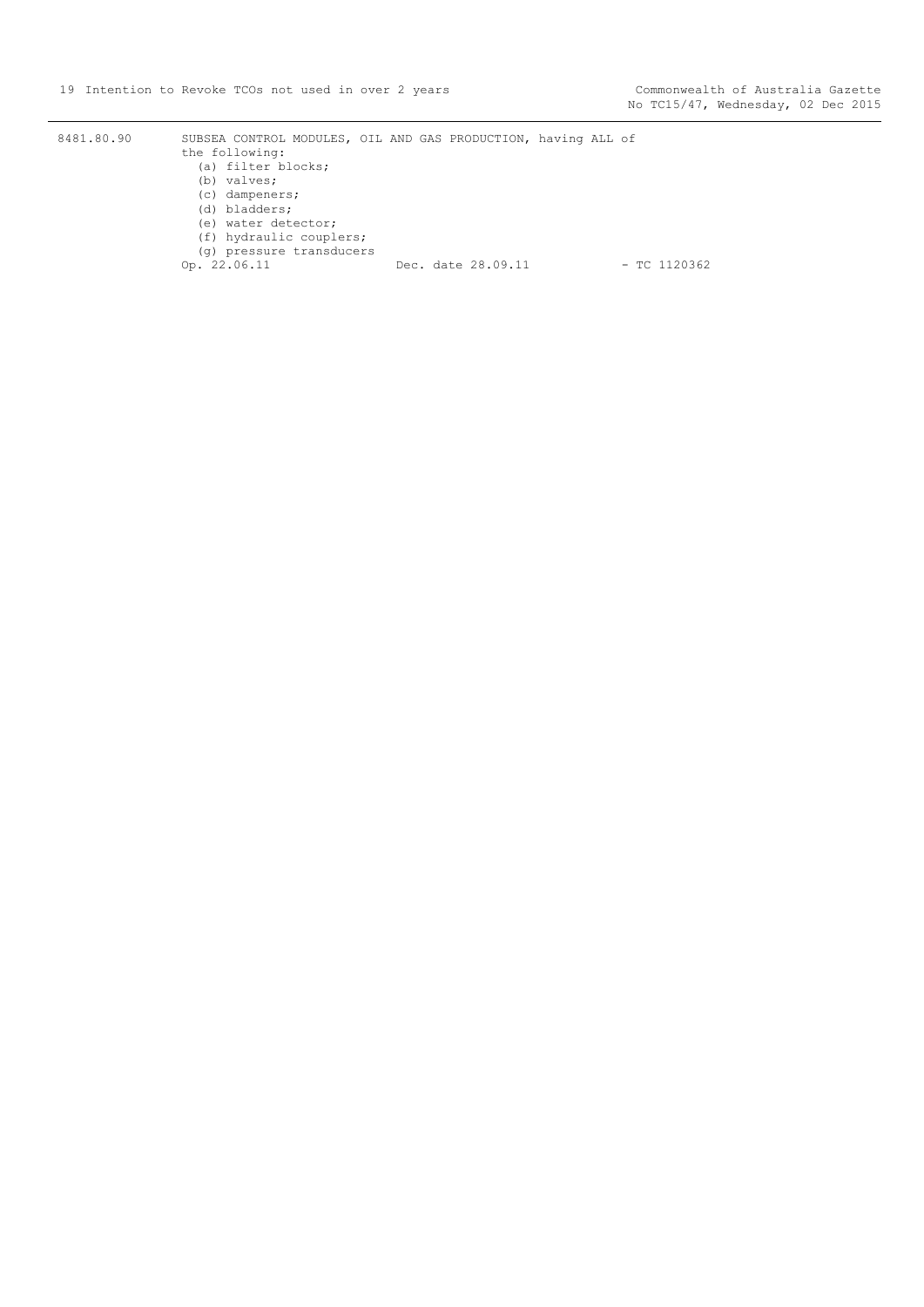| | |
|---|---|
| 8481.80.90 | SUBSEA CONTROL MODULES, OIL AND GAS PRODUCTION, having ALL of the following:<br>(a) filter blocks;<br>(b) valves;<br>(c) dampeners;<br>(d) bladders;<br>(e) water detector;<br>(f) hydraulic couplers;<br>(g) pressure transducers<br>Op. 22.06.11    Dec. date 28.09.11    - TC 1120362 |